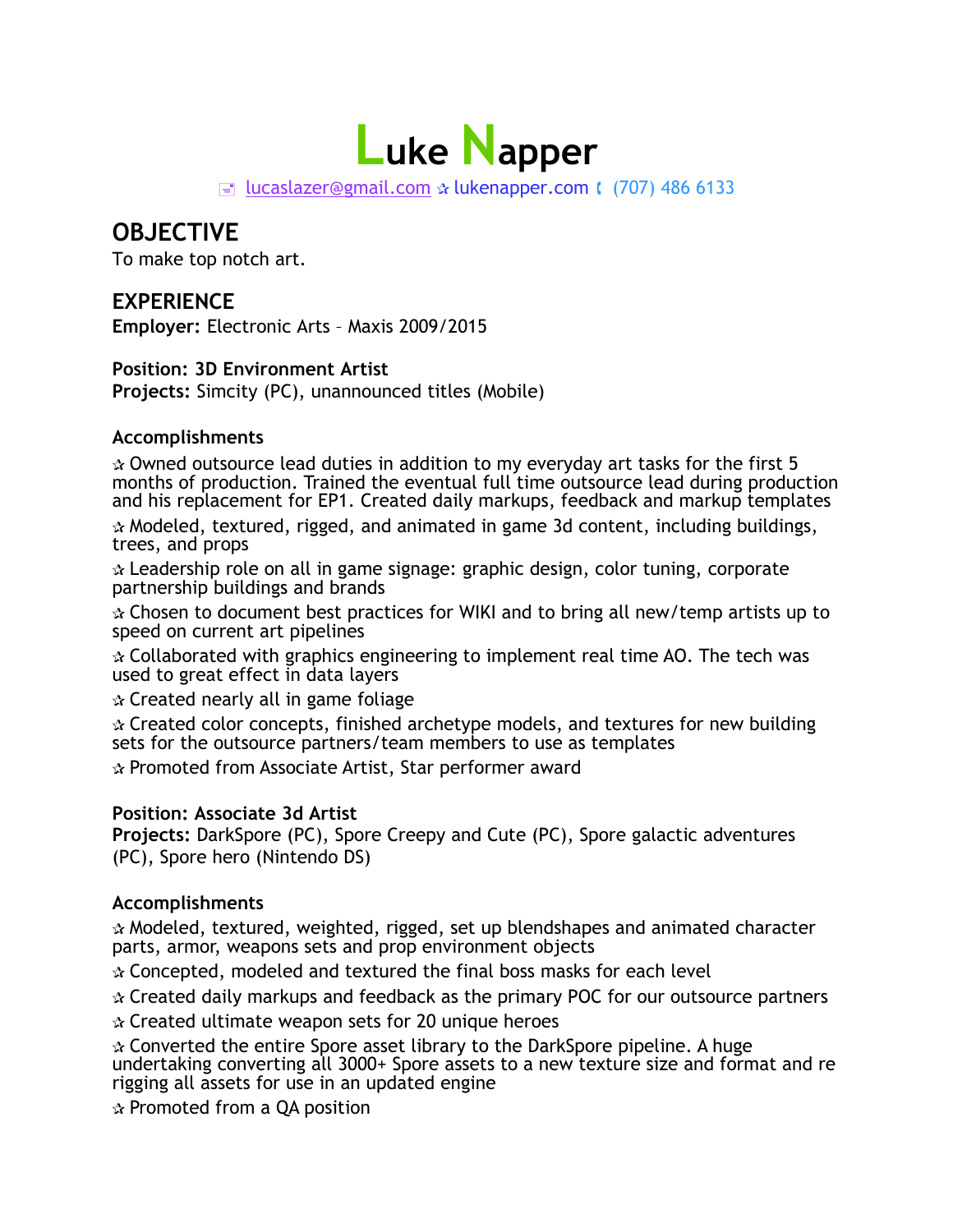# Luke Napper

lucaslazer@gmail.com ✫ lukenapper.com (707) 486 6133

## OBJECTIVE

To make top notch art.

## EXPERIENCE

**Employer:** Electronic Arts – Maxis 2009/2015

**Position: 3D Environment Artist**
**Projects:** Simcity (PC), unannounced titles (Mobile)

**Accomplishments**

- ✫ Owned outsource lead duties in addition to my everyday art tasks for the first 5 months of production. Trained the eventual full time outsource lead during production and his replacement for EP1. Created daily markups, feedback and markup templates
- ✫ Modeled, textured, rigged, and animated in game 3d content, including buildings, trees, and props
- ✫ Leadership role on all in game signage: graphic design, color tuning, corporate partnership buildings and brands
- ✫ Chosen to document best practices for WIKI and to bring all new/temp artists up to speed on current art pipelines
- ✫ Collaborated with graphics engineering to implement real time AO. The tech was used to great effect in data layers
- ✫ Created nearly all in game foliage
- ✫ Created color concepts, finished archetype models, and textures for new building sets for the outsource partners/team members to use as templates
- ✫ Promoted from Associate Artist, Star performer award

**Position: Associate 3d Artist**
**Projects:** DarkSpore (PC), Spore Creepy and Cute (PC), Spore galactic adventures (PC), Spore hero (Nintendo DS)

**Accomplishments**

- ✫ Modeled, textured, weighted, rigged, set up blendshapes and animated character parts, armor, weapons sets and prop environment objects
- ✫ Concepted, modeled and textured the final boss masks for each level
- ✫ Created daily markups and feedback as the primary POC for our outsource partners
- ✫ Created ultimate weapon sets for 20 unique heroes
- ✫ Converted the entire Spore asset library to the DarkSpore pipeline. A huge undertaking converting all 3000+ Spore assets to a new texture size and format and re rigging all assets for use in an updated engine
- ✫ Promoted from a QA position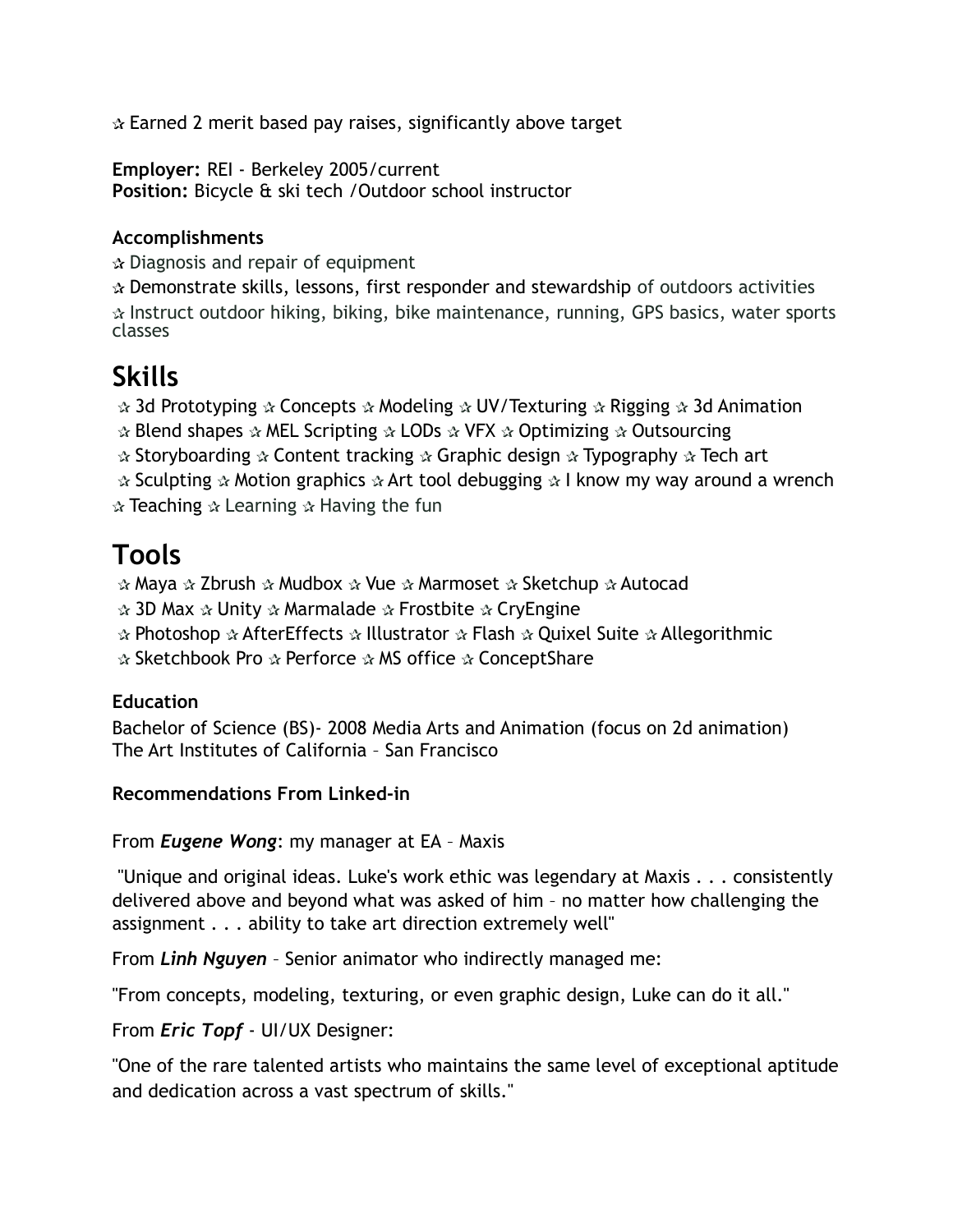✰ Earned 2 merit based pay raises, significantly above target

**Employer:** REI - Berkeley 2005/current
**Position:** Bicycle & ski tech /Outdoor school instructor

**Accomplishments**

✰ Diagnosis and repair of equipment

✰ Demonstrate skills, lessons, first responder and stewardship of outdoors activities

✰ Instruct outdoor hiking, biking, bike maintenance, running, GPS basics, water sports classes

# Skills

✰ 3d Prototyping ✰ Concepts ✰ Modeling ✰ UV/Texturing ✰ Rigging ✰ 3d Animation
✰ Blend shapes ✰ MEL Scripting ✰ LODs ✰ VFX ✰ Optimizing ✰ Outsourcing
✰ Storyboarding ✰ Content tracking ✰ Graphic design ✰ Typography ✰ Tech art
✰ Sculpting ✰ Motion graphics ✰ Art tool debugging ✰ I know my way around a wrench
✰ Teaching ✰ Learning ✰ Having the fun

# Tools

✰ Maya ✰ Zbrush ✰ Mudbox ✰ Vue ✰ Marmoset ✰ Sketchup ✰ Autocad
✰ 3D Max ✰ Unity ✰ Marmalade ✰ Frostbite ✰ CryEngine
✰ Photoshop ✰ AfterEffects ✰ Illustrator ✰ Flash ✰ Quixel Suite ✰ Allegorithmic
✰ Sketchbook Pro ✰ Perforce ✰ MS office ✰ ConceptShare

**Education**

Bachelor of Science (BS)- 2008 Media Arts and Animation (focus on 2d animation)
The Art Institutes of California – San Francisco

**Recommendations From Linked-in**

From ***Eugene Wong***: my manager at EA – Maxis

"Unique and original ideas. Luke's work ethic was legendary at Maxis . . . consistently delivered above and beyond what was asked of him – no matter how challenging the assignment . . . ability to take art direction extremely well"

From ***Linh Nguyen*** – Senior animator who indirectly managed me:

"From concepts, modeling, texturing, or even graphic design, Luke can do it all."

From ***Eric Topf*** - UI/UX Designer:

"One of the rare talented artists who maintains the same level of exceptional aptitude and dedication across a vast spectrum of skills."